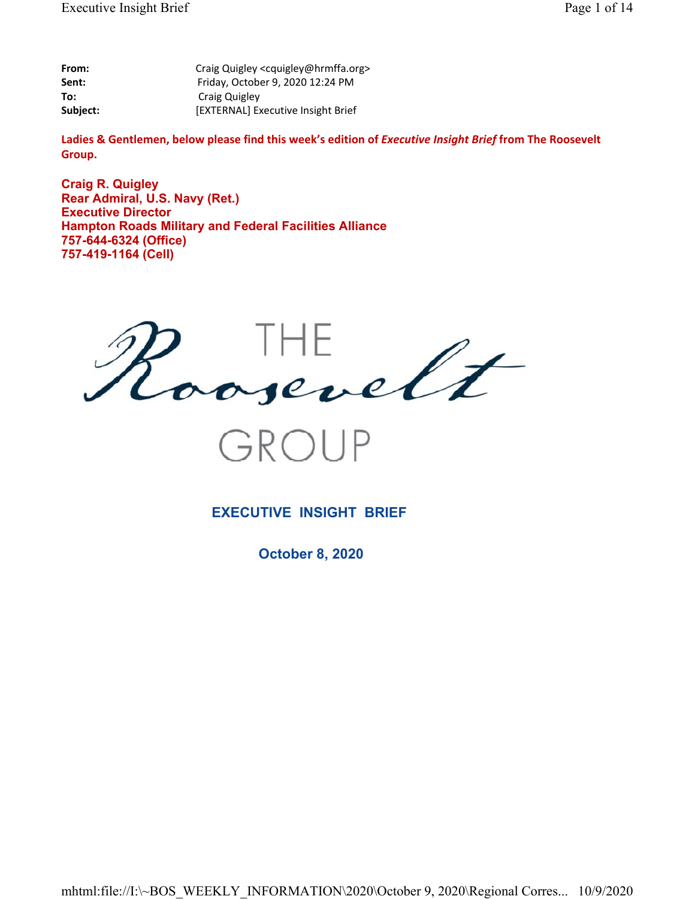**From:** Craig Quigley <cquigley@hrmffa.org>
**Sent:** Friday, October 9, 2020 12:24 PM
**To:** Craig Quigley
**Subject:** [EXTERNAL] Executive Insight Brief

**Ladies & Gentlemen, below please find this week's edition of *Executive Insight Brief* from The Roosevelt Group.**

**Craig R. Quigley**
**Rear Admiral, U.S. Navy (Ret.)**
**Executive Director**
**Hampton Roads Military and Federal Facilities Alliance**
**757-644-6324 (Office)**
**757-419-1164 (Cell)**

THE Roosevelt GROUP

# EXECUTIVE INSIGHT BRIEF

## October 8, 2020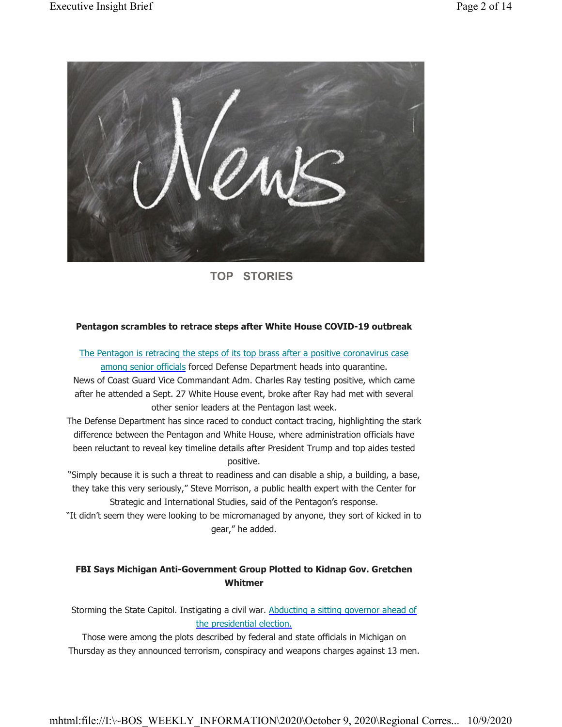TOP STORIES

**Pentagon scrambles to retrace steps after White House COVID-19 outbreak**

The Pentagon is retracing the steps of its top brass after a positive coronavirus case among senior officials forced Defense Department heads into quarantine.

News of Coast Guard Vice Commandant Adm. Charles Ray testing positive, which came after he attended a Sept. 27 White House event, broke after Ray had met with several other senior leaders at the Pentagon last week.

The Defense Department has since raced to conduct contact tracing, highlighting the stark difference between the Pentagon and White House, where administration officials have been reluctant to reveal key timeline details after President Trump and top aides tested positive.

"Simply because it is such a threat to readiness and can disable a ship, a building, a base, they take this very seriously," Steve Morrison, a public health expert with the Center for Strategic and International Studies, said of the Pentagon's response.

"It didn't seem they were looking to be micromanaged by anyone, they sort of kicked in to gear," he added.

**FBI Says Michigan Anti-Government Group Plotted to Kidnap Gov. Gretchen Whitmer**

Storming the State Capitol. Instigating a civil war. Abducting a sitting governor ahead of the presidential election.

Those were among the plots described by federal and state officials in Michigan on Thursday as they announced terrorism, conspiracy and weapons charges against 13 men.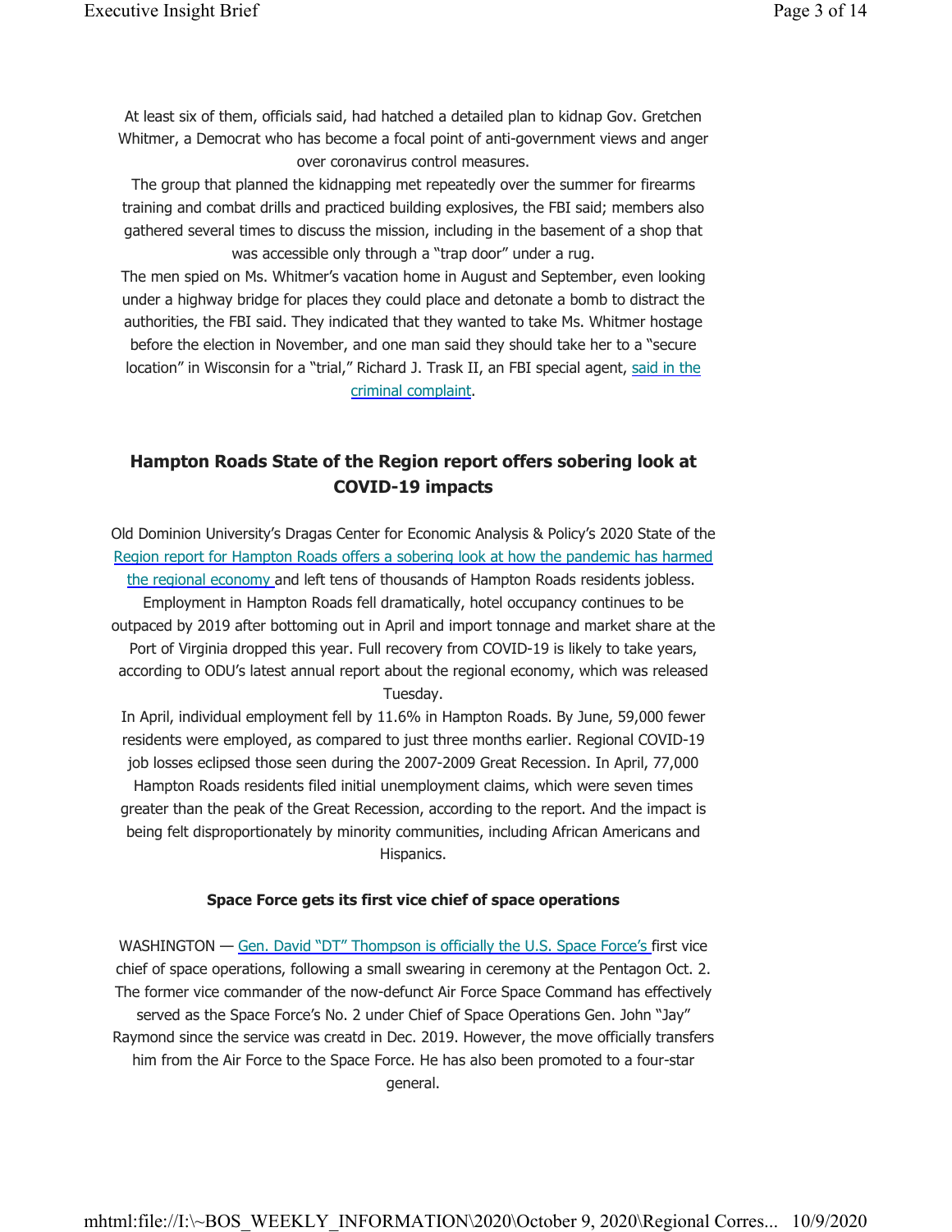At least six of them, officials said, had hatched a detailed plan to kidnap Gov. Gretchen Whitmer, a Democrat who has become a focal point of anti-government views and anger over coronavirus control measures.

The group that planned the kidnapping met repeatedly over the summer for firearms training and combat drills and practiced building explosives, the FBI said; members also gathered several times to discuss the mission, including in the basement of a shop that was accessible only through a "trap door" under a rug.

The men spied on Ms. Whitmer's vacation home in August and September, even looking under a highway bridge for places they could place and detonate a bomb to distract the authorities, the FBI said. They indicated that they wanted to take Ms. Whitmer hostage before the election in November, and one man said they should take her to a "secure location" in Wisconsin for a "trial," Richard J. Trask II, an FBI special agent, said in the criminal complaint.

## Hampton Roads State of the Region report offers sobering look at COVID-19 impacts

Old Dominion University's Dragas Center for Economic Analysis & Policy's 2020 State of the Region report for Hampton Roads offers a sobering look at how the pandemic has harmed the regional economy and left tens of thousands of Hampton Roads residents jobless. Employment in Hampton Roads fell dramatically, hotel occupancy continues to be outpaced by 2019 after bottoming out in April and import tonnage and market share at the Port of Virginia dropped this year. Full recovery from COVID-19 is likely to take years, according to ODU's latest annual report about the regional economy, which was released Tuesday.

In April, individual employment fell by 11.6% in Hampton Roads. By June, 59,000 fewer residents were employed, as compared to just three months earlier. Regional COVID-19 job losses eclipsed those seen during the 2007-2009 Great Recession. In April, 77,000 Hampton Roads residents filed initial unemployment claims, which were seven times greater than the peak of the Great Recession, according to the report. And the impact is being felt disproportionately by minority communities, including African Americans and Hispanics.

### Space Force gets its first vice chief of space operations

WASHINGTON — Gen. David "DT" Thompson is officially the U.S. Space Force's first vice chief of space operations, following a small swearing in ceremony at the Pentagon Oct. 2. The former vice commander of the now-defunct Air Force Space Command has effectively served as the Space Force's No. 2 under Chief of Space Operations Gen. John "Jay" Raymond since the service was creatd in Dec. 2019. However, the move officially transfers him from the Air Force to the Space Force. He has also been promoted to a four-star general.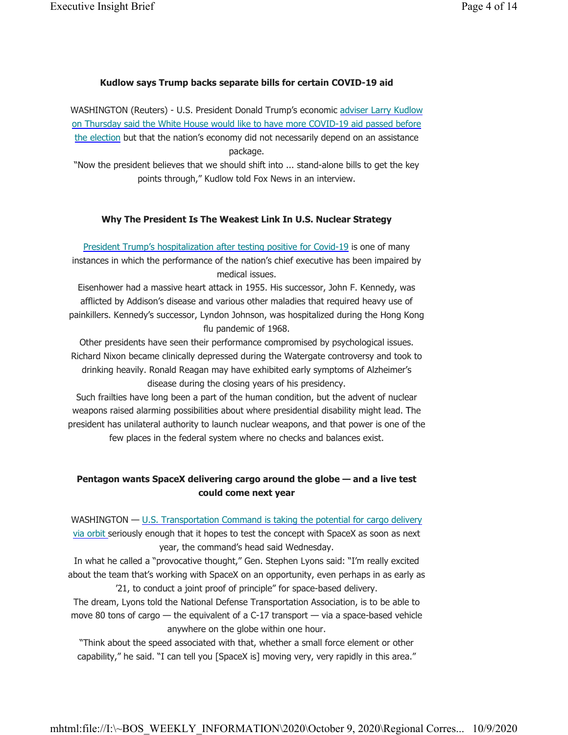## Kudlow says Trump backs separate bills for certain COVID-19 aid

WASHINGTON (Reuters) - U.S. President Donald Trump's economic adviser Larry Kudlow on Thursday said the White House would like to have more COVID-19 aid passed before the election but that the nation's economy did not necessarily depend on an assistance package.

"Now the president believes that we should shift into ... stand-alone bills to get the key points through," Kudlow told Fox News in an interview.

## Why The President Is The Weakest Link In U.S. Nuclear Strategy

President Trump's hospitalization after testing positive for Covid-19 is one of many instances in which the performance of the nation's chief executive has been impaired by medical issues.

Eisenhower had a massive heart attack in 1955. His successor, John F. Kennedy, was afflicted by Addison's disease and various other maladies that required heavy use of painkillers. Kennedy's successor, Lyndon Johnson, was hospitalized during the Hong Kong flu pandemic of 1968.

Other presidents have seen their performance compromised by psychological issues. Richard Nixon became clinically depressed during the Watergate controversy and took to drinking heavily. Ronald Reagan may have exhibited early symptoms of Alzheimer's disease during the closing years of his presidency.

Such frailties have long been a part of the human condition, but the advent of nuclear weapons raised alarming possibilities about where presidential disability might lead. The president has unilateral authority to launch nuclear weapons, and that power is one of the few places in the federal system where no checks and balances exist.

## Pentagon wants SpaceX delivering cargo around the globe — and a live test could come next year

WASHINGTON — U.S. Transportation Command is taking the potential for cargo delivery via orbit seriously enough that it hopes to test the concept with SpaceX as soon as next year, the command's head said Wednesday.

In what he called a "provocative thought," Gen. Stephen Lyons said: "I'm really excited about the team that's working with SpaceX on an opportunity, even perhaps in as early as '21, to conduct a joint proof of principle" for space-based delivery.

The dream, Lyons told the National Defense Transportation Association, is to be able to move 80 tons of cargo — the equivalent of a C-17 transport — via a space-based vehicle anywhere on the globe within one hour.

"Think about the speed associated with that, whether a small force element or other capability," he said. "I can tell you [SpaceX is] moving very, very rapidly in this area."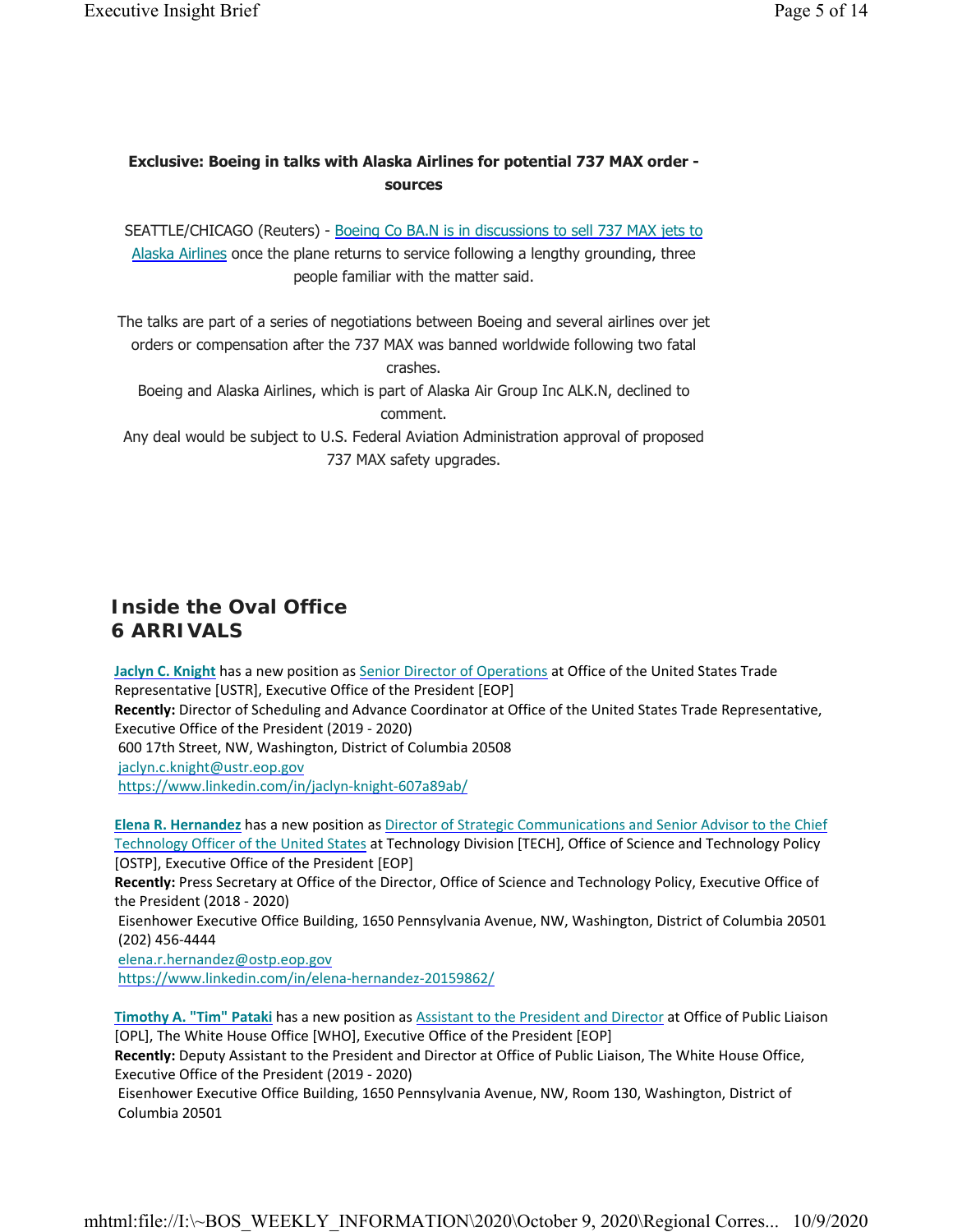**Exclusive: Boeing in talks with Alaska Airlines for potential 737 MAX order - sources**

SEATTLE/CHICAGO (Reuters) - [Boeing Co BA.N is in discussions to sell 737 MAX jets to Alaska Airlines]() once the plane returns to service following a lengthy grounding, three people familiar with the matter said.

The talks are part of a series of negotiations between Boeing and several airlines over jet orders or compensation after the 737 MAX was banned worldwide following two fatal crashes.

Boeing and Alaska Airlines, which is part of Alaska Air Group Inc ALK.N, declined to comment.

Any deal would be subject to U.S. Federal Aviation Administration approval of proposed 737 MAX safety upgrades.

## Inside the Oval Office
## 6 ARRIVALS

**Jaclyn C. Knight** has a new position as Senior Director of Operations at Office of the United States Trade Representative [USTR], Executive Office of the President [EOP]
**Recently:** Director of Scheduling and Advance Coordinator at Office of the United States Trade Representative, Executive Office of the President (2019 - 2020)
600 17th Street, NW, Washington, District of Columbia 20508
jaclyn.c.knight@ustr.eop.gov
https://www.linkedin.com/in/jaclyn-knight-607a89ab/

**Elena R. Hernandez** has a new position as Director of Strategic Communications and Senior Advisor to the Chief Technology Officer of the United States at Technology Division [TECH], Office of Science and Technology Policy [OSTP], Executive Office of the President [EOP]
**Recently:** Press Secretary at Office of the Director, Office of Science and Technology Policy, Executive Office of the President (2018 - 2020)
Eisenhower Executive Office Building, 1650 Pennsylvania Avenue, NW, Washington, District of Columbia 20501
(202) 456-4444
elena.r.hernandez@ostp.eop.gov
https://www.linkedin.com/in/elena-hernandez-20159862/

**Timothy A. "Tim" Pataki** has a new position as Assistant to the President and Director at Office of Public Liaison [OPL], The White House Office [WHO], Executive Office of the President [EOP]
**Recently:** Deputy Assistant to the President and Director at Office of Public Liaison, The White House Office, Executive Office of the President (2019 - 2020)
Eisenhower Executive Office Building, 1650 Pennsylvania Avenue, NW, Room 130, Washington, District of Columbia 20501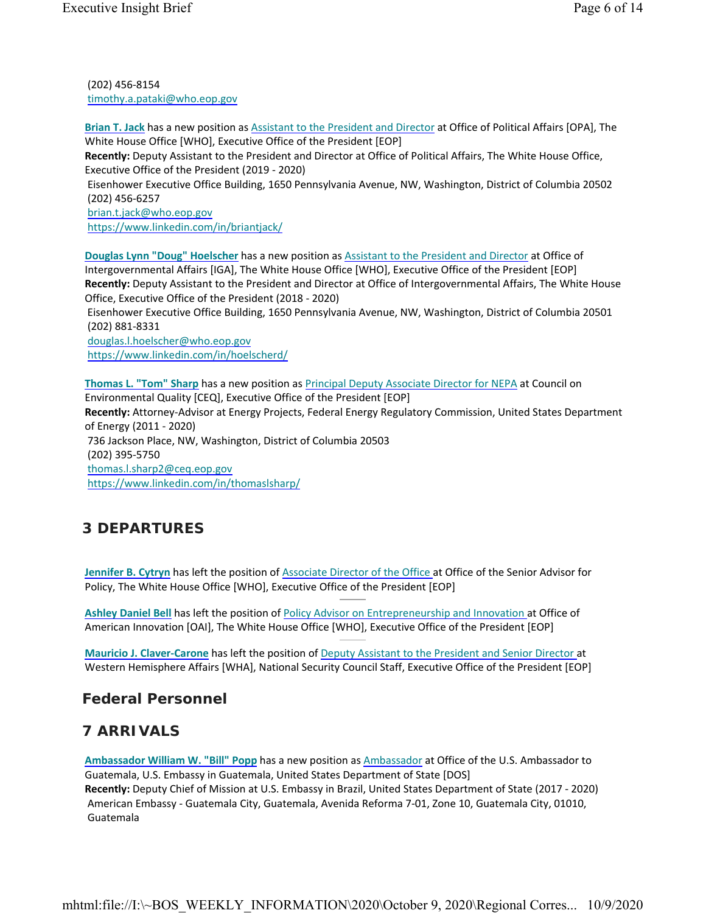(202) 456-8154
timothy.a.pataki@who.eop.gov

**Brian T. Jack** has a new position as Assistant to the President and Director at Office of Political Affairs [OPA], The White House Office [WHO], Executive Office of the President [EOP]
**Recently:** Deputy Assistant to the President and Director at Office of Political Affairs, The White House Office, Executive Office of the President (2019 - 2020)
Eisenhower Executive Office Building, 1650 Pennsylvania Avenue, NW, Washington, District of Columbia 20502
(202) 456-6257
brian.t.jack@who.eop.gov
https://www.linkedin.com/in/briantjack/

**Douglas Lynn "Doug" Hoelscher** has a new position as Assistant to the President and Director at Office of Intergovernmental Affairs [IGA], The White House Office [WHO], Executive Office of the President [EOP]
**Recently:** Deputy Assistant to the President and Director at Office of Intergovernmental Affairs, The White House Office, Executive Office of the President (2018 - 2020)
Eisenhower Executive Office Building, 1650 Pennsylvania Avenue, NW, Washington, District of Columbia 20501
(202) 881-8331
douglas.l.hoelscher@who.eop.gov
https://www.linkedin.com/in/hoelscherd/

**Thomas L. "Tom" Sharp** has a new position as Principal Deputy Associate Director for NEPA at Council on Environmental Quality [CEQ], Executive Office of the President [EOP]
**Recently:** Attorney-Advisor at Energy Projects, Federal Energy Regulatory Commission, United States Department of Energy (2011 - 2020)
736 Jackson Place, NW, Washington, District of Columbia 20503
(202) 395-5750
thomas.l.sharp2@ceq.eop.gov
https://www.linkedin.com/in/thomaslsharp/

## 3 DEPARTURES

**Jennifer B. Cytryn** has left the position of Associate Director of the Office at Office of the Senior Advisor for Policy, The White House Office [WHO], Executive Office of the President [EOP]

---

**Ashley Daniel Bell** has left the position of Policy Advisor on Entrepreneurship and Innovation at Office of American Innovation [OAI], The White House Office [WHO], Executive Office of the President [EOP]

---

**Mauricio J. Claver-Carone** has left the position of Deputy Assistant to the President and Senior Director at Western Hemisphere Affairs [WHA], National Security Council Staff, Executive Office of the President [EOP]

## Federal Personnel

## 7 ARRIVALS

**Ambassador William W. "Bill" Popp** has a new position as Ambassador at Office of the U.S. Ambassador to Guatemala, U.S. Embassy in Guatemala, United States Department of State [DOS]
**Recently:** Deputy Chief of Mission at U.S. Embassy in Brazil, United States Department of State (2017 - 2020)
American Embassy - Guatemala City, Guatemala, Avenida Reforma 7-01, Zone 10, Guatemala City, 01010, Guatemala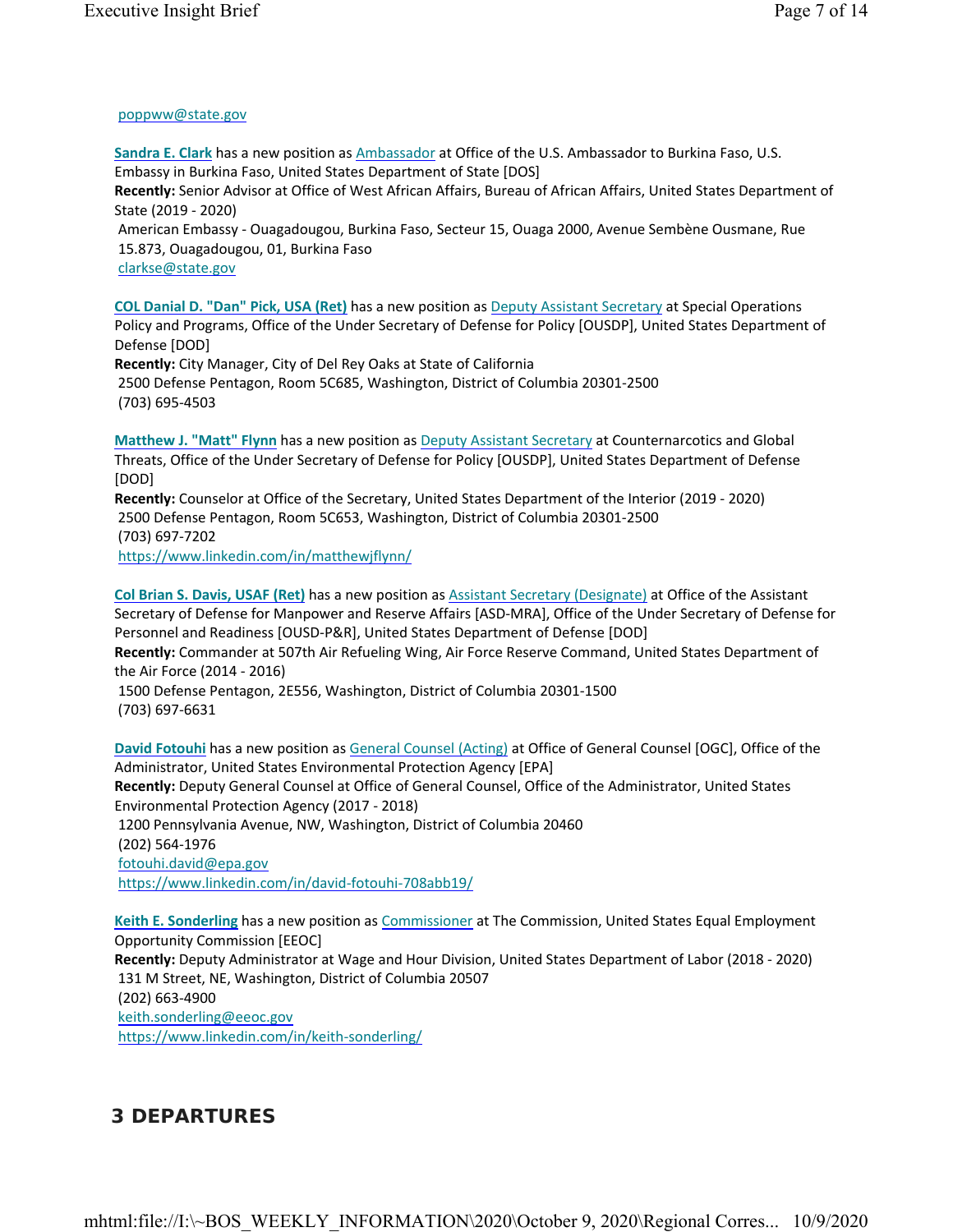poppww@state.gov

**Sandra E. Clark** has a new position as Ambassador at Office of the U.S. Ambassador to Burkina Faso, U.S. Embassy in Burkina Faso, United States Department of State [DOS]
**Recently:** Senior Advisor at Office of West African Affairs, Bureau of African Affairs, United States Department of State (2019 - 2020)
American Embassy - Ouagadougou, Burkina Faso, Secteur 15, Ouaga 2000, Avenue Sembène Ousmane, Rue 15.873, Ouagadougou, 01, Burkina Faso
clarkse@state.gov

**COL Danial D. "Dan" Pick, USA (Ret)** has a new position as Deputy Assistant Secretary at Special Operations Policy and Programs, Office of the Under Secretary of Defense for Policy [OUSDP], United States Department of Defense [DOD]
**Recently:** City Manager, City of Del Rey Oaks at State of California
2500 Defense Pentagon, Room 5C685, Washington, District of Columbia 20301-2500
(703) 695-4503

**Matthew J. "Matt" Flynn** has a new position as Deputy Assistant Secretary at Counternarcotics and Global Threats, Office of the Under Secretary of Defense for Policy [OUSDP], United States Department of Defense [DOD]
**Recently:** Counselor at Office of the Secretary, United States Department of the Interior (2019 - 2020)
2500 Defense Pentagon, Room 5C653, Washington, District of Columbia 20301-2500
(703) 697-7202
https://www.linkedin.com/in/matthewjflynn/

**Col Brian S. Davis, USAF (Ret)** has a new position as Assistant Secretary (Designate) at Office of the Assistant Secretary of Defense for Manpower and Reserve Affairs [ASD-MRA], Office of the Under Secretary of Defense for Personnel and Readiness [OUSD-P&R], United States Department of Defense [DOD]
**Recently:** Commander at 507th Air Refueling Wing, Air Force Reserve Command, United States Department of the Air Force (2014 - 2016)
1500 Defense Pentagon, 2E556, Washington, District of Columbia 20301-1500
(703) 697-6631

**David Fotouhi** has a new position as General Counsel (Acting) at Office of General Counsel [OGC], Office of the Administrator, United States Environmental Protection Agency [EPA]
**Recently:** Deputy General Counsel at Office of General Counsel, Office of the Administrator, United States Environmental Protection Agency (2017 - 2018)
1200 Pennsylvania Avenue, NW, Washington, District of Columbia 20460
(202) 564-1976
fotouhi.david@epa.gov
https://www.linkedin.com/in/david-fotouhi-708abb19/

**Keith E. Sonderling** has a new position as Commissioner at The Commission, United States Equal Employment Opportunity Commission [EEOC]
**Recently:** Deputy Administrator at Wage and Hour Division, United States Department of Labor (2018 - 2020)
131 M Street, NE, Washington, District of Columbia 20507
(202) 663-4900
keith.sonderling@eeoc.gov
https://www.linkedin.com/in/keith-sonderling/

## 3 DEPARTURES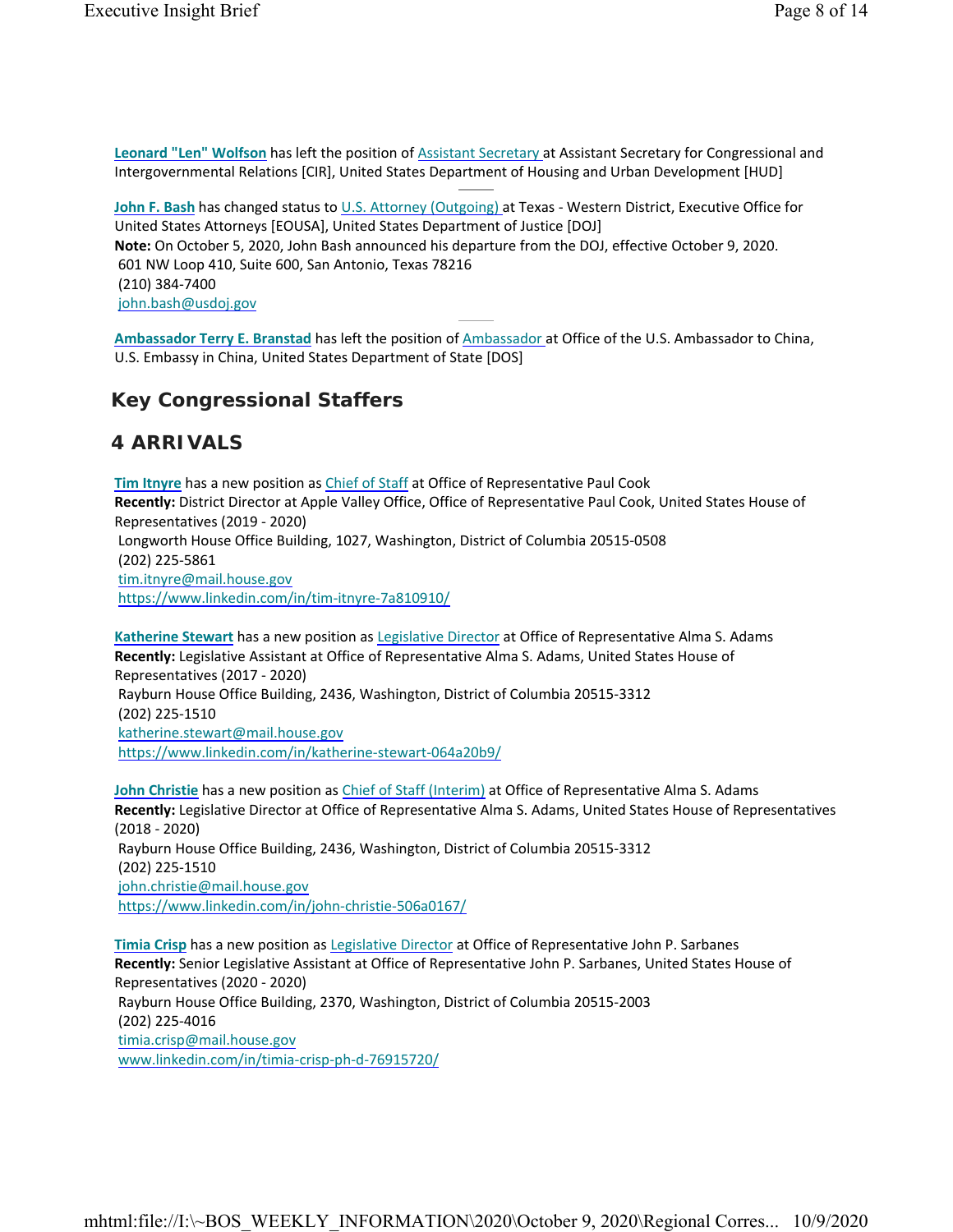**Leonard "Len" Wolfson** has left the position of Assistant Secretary at Assistant Secretary for Congressional and Intergovernmental Relations [CIR], United States Department of Housing and Urban Development [HUD]

---

**John F. Bash** has changed status to U.S. Attorney (Outgoing) at Texas - Western District, Executive Office for United States Attorneys [EOUSA], United States Department of Justice [DOJ]
**Note:** On October 5, 2020, John Bash announced his departure from the DOJ, effective October 9, 2020.
601 NW Loop 410, Suite 600, San Antonio, Texas 78216
(210) 384-7400
john.bash@usdoj.gov

---

**Ambassador Terry E. Branstad** has left the position of Ambassador at Office of the U.S. Ambassador to China, U.S. Embassy in China, United States Department of State [DOS]

## Key Congressional Staffers

## 4 ARRIVALS

**Tim Itnyre** has a new position as Chief of Staff at Office of Representative Paul Cook
**Recently:** District Director at Apple Valley Office, Office of Representative Paul Cook, United States House of Representatives (2019 - 2020)
Longworth House Office Building, 1027, Washington, District of Columbia 20515-0508
(202) 225-5861
tim.itnyre@mail.house.gov
https://www.linkedin.com/in/tim-itnyre-7a810910/

**Katherine Stewart** has a new position as Legislative Director at Office of Representative Alma S. Adams
**Recently:** Legislative Assistant at Office of Representative Alma S. Adams, United States House of Representatives (2017 - 2020)
Rayburn House Office Building, 2436, Washington, District of Columbia 20515-3312
(202) 225-1510
katherine.stewart@mail.house.gov
https://www.linkedin.com/in/katherine-stewart-064a20b9/

**John Christie** has a new position as Chief of Staff (Interim) at Office of Representative Alma S. Adams
**Recently:** Legislative Director at Office of Representative Alma S. Adams, United States House of Representatives (2018 - 2020)
Rayburn House Office Building, 2436, Washington, District of Columbia 20515-3312
(202) 225-1510
john.christie@mail.house.gov
https://www.linkedin.com/in/john-christie-506a0167/

**Timia Crisp** has a new position as Legislative Director at Office of Representative John P. Sarbanes
**Recently:** Senior Legislative Assistant at Office of Representative John P. Sarbanes, United States House of Representatives (2020 - 2020)
Rayburn House Office Building, 2370, Washington, District of Columbia 20515-2003
(202) 225-4016
timia.crisp@mail.house.gov
www.linkedin.com/in/timia-crisp-ph-d-76915720/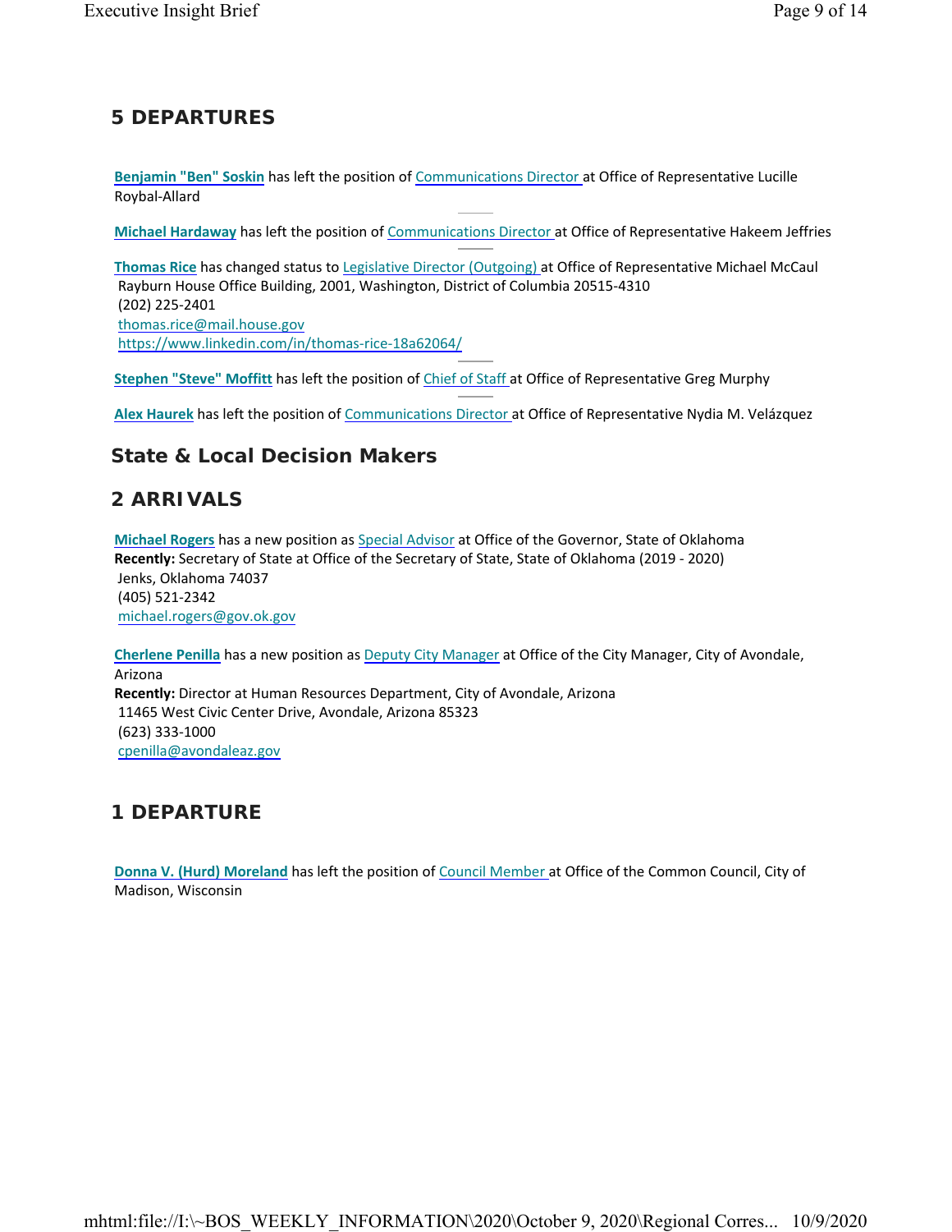## 5 DEPARTURES

**Benjamin "Ben" Soskin** has left the position of Communications Director at Office of Representative Lucille Roybal-Allard

---

**Michael Hardaway** has left the position of Communications Director at Office of Representative Hakeem Jeffries

---

**Thomas Rice** has changed status to Legislative Director (Outgoing) at Office of Representative Michael McCaul
Rayburn House Office Building, 2001, Washington, District of Columbia 20515-4310
(202) 225-2401
thomas.rice@mail.house.gov
https://www.linkedin.com/in/thomas-rice-18a62064/

---

**Stephen "Steve" Moffitt** has left the position of Chief of Staff at Office of Representative Greg Murphy

---

**Alex Haurek** has left the position of Communications Director at Office of Representative Nydia M. Velázquez

## State & Local Decision Makers

## 2 ARRIVALS

**Michael Rogers** has a new position as Special Advisor at Office of the Governor, State of Oklahoma
**Recently:** Secretary of State at Office of the Secretary of State, State of Oklahoma (2019 - 2020)
Jenks, Oklahoma 74037
(405) 521-2342
michael.rogers@gov.ok.gov

**Cherlene Penilla** has a new position as Deputy City Manager at Office of the City Manager, City of Avondale, Arizona
**Recently:** Director at Human Resources Department, City of Avondale, Arizona
11465 West Civic Center Drive, Avondale, Arizona 85323
(623) 333-1000
cpenilla@avondaleaz.gov

## 1 DEPARTURE

**Donna V. (Hurd) Moreland** has left the position of Council Member at Office of the Common Council, City of Madison, Wisconsin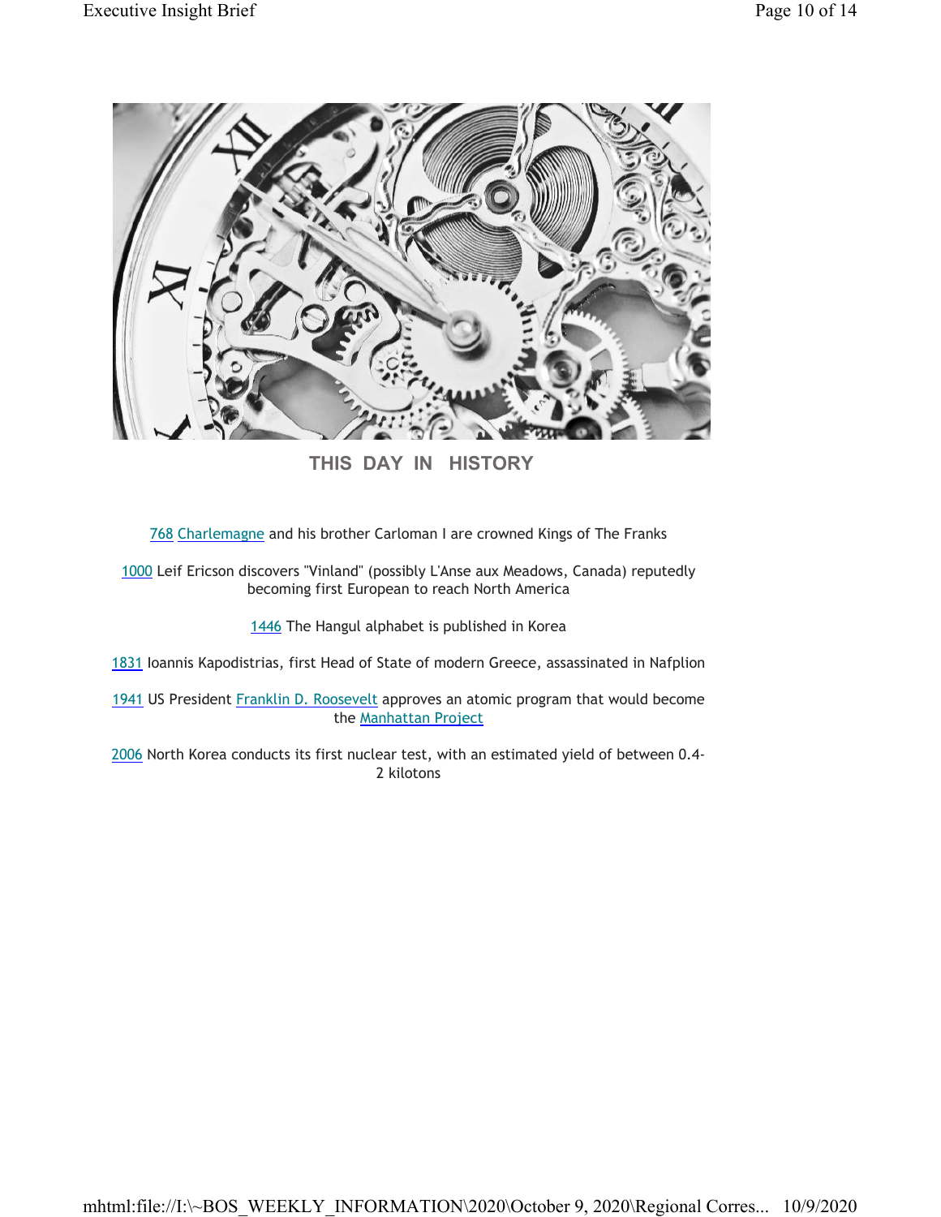## THIS DAY IN HISTORY

768 Charlemagne and his brother Carloman I are crowned Kings of The Franks

1000 Leif Ericson discovers "Vinland" (possibly L'Anse aux Meadows, Canada) reputedly becoming first European to reach North America

1446 The Hangul alphabet is published in Korea

1831 Ioannis Kapodistrias, first Head of State of modern Greece, assassinated in Nafplion

1941 US President Franklin D. Roosevelt approves an atomic program that would become the Manhattan Project

2006 North Korea conducts its first nuclear test, with an estimated yield of between 0.4-2 kilotons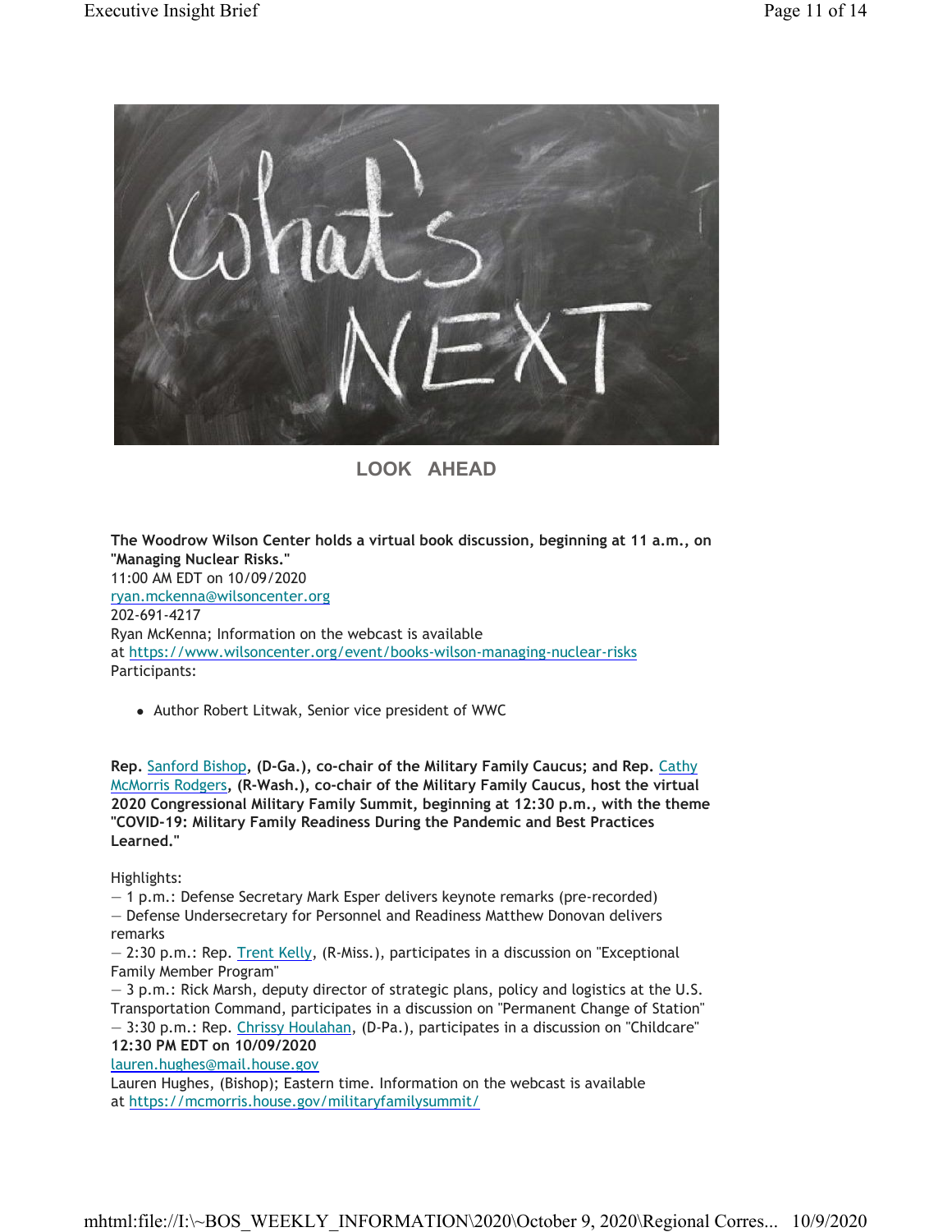## LOOK AHEAD

**The Woodrow Wilson Center holds a virtual book discussion, beginning at 11 a.m., on "Managing Nuclear Risks."**
11:00 AM EDT on 10/09/2020
ryan.mckenna@wilsoncenter.org
202-691-4217
Ryan McKenna; Information on the webcast is available at https://www.wilsoncenter.org/event/books-wilson-managing-nuclear-risks
Participants:

- Author Robert Litwak, Senior vice president of WWC

**Rep. Sanford Bishop, (D-Ga.), co-chair of the Military Family Caucus; and Rep. Cathy McMorris Rodgers, (R-Wash.), co-chair of the Military Family Caucus, host the virtual 2020 Congressional Military Family Summit, beginning at 12:30 p.m., with the theme "COVID-19: Military Family Readiness During the Pandemic and Best Practices Learned."**

Highlights:
— 1 p.m.: Defense Secretary Mark Esper delivers keynote remarks (pre-recorded)
— Defense Undersecretary for Personnel and Readiness Matthew Donovan delivers remarks
— 2:30 p.m.: Rep. Trent Kelly, (R-Miss.), participates in a discussion on "Exceptional Family Member Program"
— 3 p.m.: Rick Marsh, deputy director of strategic plans, policy and logistics at the U.S. Transportation Command, participates in a discussion on "Permanent Change of Station"
— 3:30 p.m.: Rep. Chrissy Houlahan, (D-Pa.), participates in a discussion on "Childcare"
**12:30 PM EDT on 10/09/2020**
lauren.hughes@mail.house.gov
Lauren Hughes, (Bishop); Eastern time. Information on the webcast is available at https://mcmorris.house.gov/militaryfamilysummit/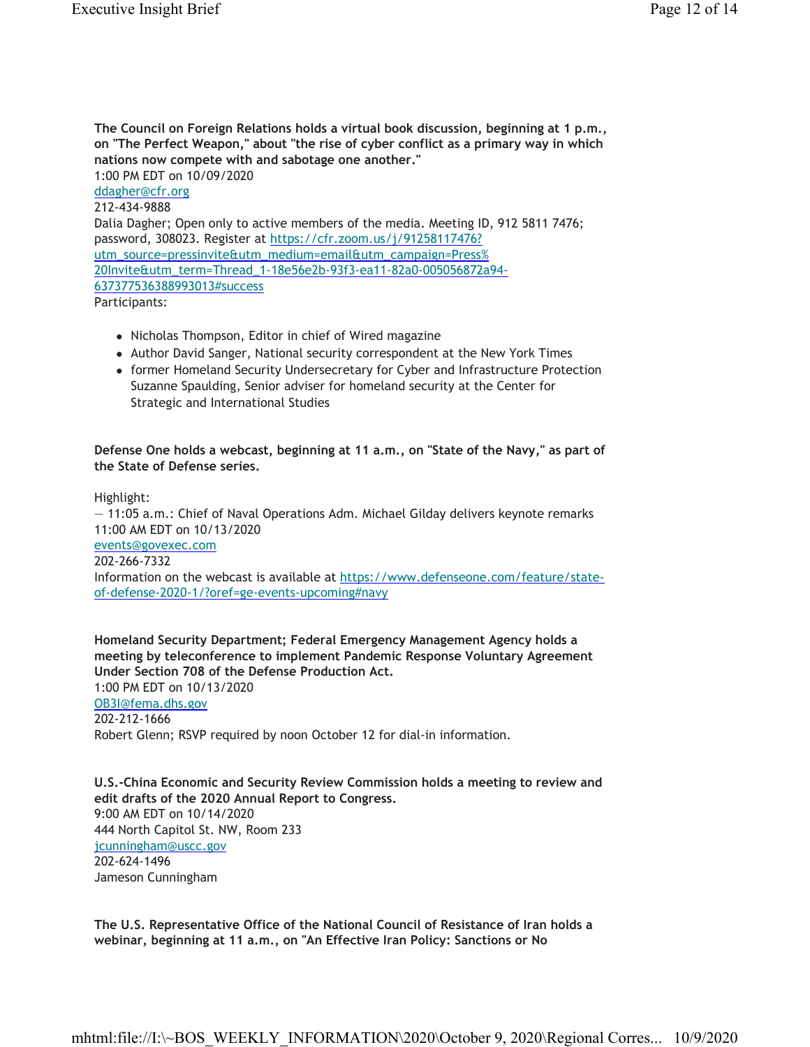**The Council on Foreign Relations holds a virtual book discussion, beginning at 1 p.m., on "The Perfect Weapon," about "the rise of cyber conflict as a primary way in which nations now compete with and sabotage one another."**
1:00 PM EDT on 10/09/2020
ddagher@cfr.org
212-434-9888
Dalia Dagher; Open only to active members of the media. Meeting ID, 912 5811 7476; password, 308023. Register at https://cfr.zoom.us/j/91258117476?utm_source=pressinvite&utm_medium=email&utm_campaign=Press%20Invite&utm_term=Thread_1-18e56e2b-93f3-ea11-82a0-005056872a94-637377536388993013#success
Participants:

- Nicholas Thompson, Editor in chief of Wired magazine
- Author David Sanger, National security correspondent at the New York Times
- former Homeland Security Undersecretary for Cyber and Infrastructure Protection Suzanne Spaulding, Senior adviser for homeland security at the Center for Strategic and International Studies

**Defense One holds a webcast, beginning at 11 a.m., on "State of the Navy," as part of the State of Defense series.**

Highlight:
— 11:05 a.m.: Chief of Naval Operations Adm. Michael Gilday delivers keynote remarks
11:00 AM EDT on 10/13/2020
events@govexec.com
202-266-7332
Information on the webcast is available at https://www.defenseone.com/feature/state-of-defense-2020-1/?oref=ge-events-upcoming#navy

**Homeland Security Department; Federal Emergency Management Agency holds a meeting by teleconference to implement Pandemic Response Voluntary Agreement Under Section 708 of the Defense Production Act.**
1:00 PM EDT on 10/13/2020
OB3I@fema.dhs.gov
202-212-1666
Robert Glenn; RSVP required by noon October 12 for dial-in information.

**U.S.-China Economic and Security Review Commission holds a meeting to review and edit drafts of the 2020 Annual Report to Congress.**
9:00 AM EDT on 10/14/2020
444 North Capitol St. NW, Room 233
jcunningham@uscc.gov
202-624-1496
Jameson Cunningham

**The U.S. Representative Office of the National Council of Resistance of Iran holds a webinar, beginning at 11 a.m., on "An Effective Iran Policy: Sanctions or No**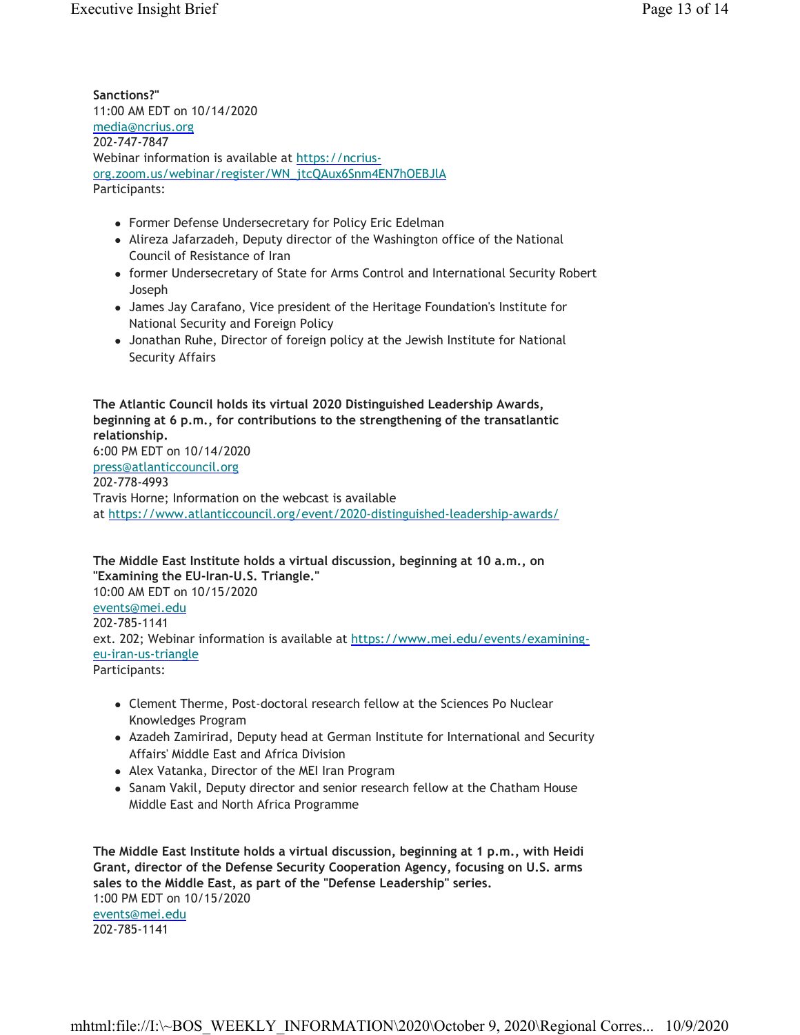**Sanctions?"**
11:00 AM EDT on 10/14/2020
media@ncrius.org
202-747-7847
Webinar information is available at https://ncrius-org.zoom.us/webinar/register/WN_jtcQAux6Snm4EN7hOEBJlA
Participants:

- Former Defense Undersecretary for Policy Eric Edelman
- Alireza Jafarzadeh, Deputy director of the Washington office of the National Council of Resistance of Iran
- former Undersecretary of State for Arms Control and International Security Robert Joseph
- James Jay Carafano, Vice president of the Heritage Foundation's Institute for National Security and Foreign Policy
- Jonathan Ruhe, Director of foreign policy at the Jewish Institute for National Security Affairs

**The Atlantic Council holds its virtual 2020 Distinguished Leadership Awards, beginning at 6 p.m., for contributions to the strengthening of the transatlantic relationship.**
6:00 PM EDT on 10/14/2020
press@atlanticcouncil.org
202-778-4993
Travis Horne; Information on the webcast is available at https://www.atlanticcouncil.org/event/2020-distinguished-leadership-awards/

**The Middle East Institute holds a virtual discussion, beginning at 10 a.m., on "Examining the EU-Iran-U.S. Triangle."**
10:00 AM EDT on 10/15/2020
events@mei.edu
202-785-1141
ext. 202; Webinar information is available at https://www.mei.edu/events/examining-eu-iran-us-triangle
Participants:

- Clement Therme, Post-doctoral research fellow at the Sciences Po Nuclear Knowledges Program
- Azadeh Zamirirad, Deputy head at German Institute for International and Security Affairs' Middle East and Africa Division
- Alex Vatanka, Director of the MEI Iran Program
- Sanam Vakil, Deputy director and senior research fellow at the Chatham House Middle East and North Africa Programme

**The Middle East Institute holds a virtual discussion, beginning at 1 p.m., with Heidi Grant, director of the Defense Security Cooperation Agency, focusing on U.S. arms sales to the Middle East, as part of the "Defense Leadership" series.**
1:00 PM EDT on 10/15/2020
events@mei.edu
202-785-1141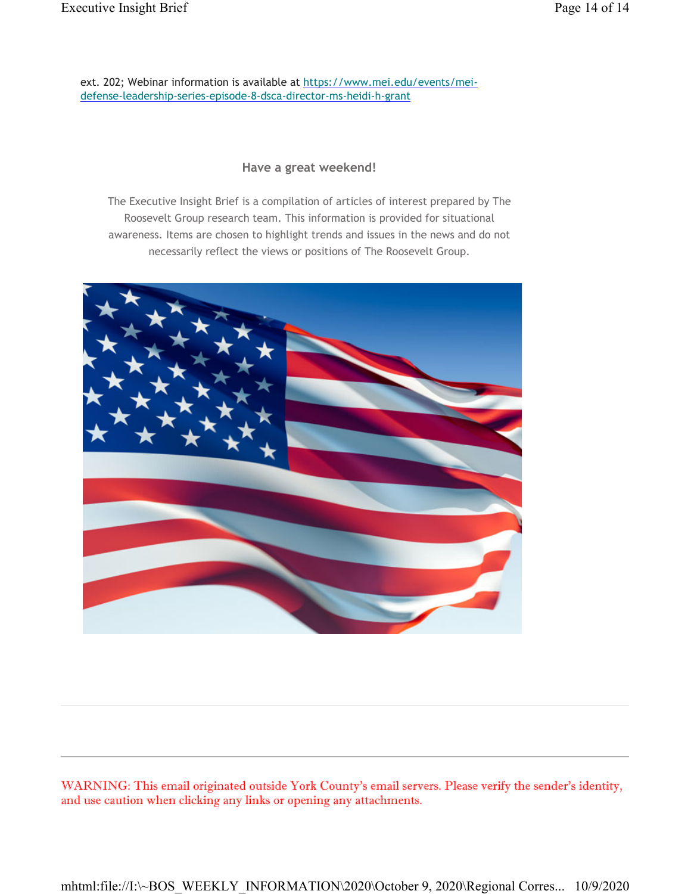ext. 202; Webinar information is available at https://www.mei.edu/events/mei-defense-leadership-series-episode-8-dsca-director-ms-heidi-h-grant

**Have a great weekend!**

The Executive Insight Brief is a compilation of articles of interest prepared by The Roosevelt Group research team. This information is provided for situational awareness. Items are chosen to highlight trends and issues in the news and do not necessarily reflect the views or positions of The Roosevelt Group.

WARNING: This email originated outside York County's email servers. Please verify the sender's identity, and use caution when clicking any links or opening any attachments.